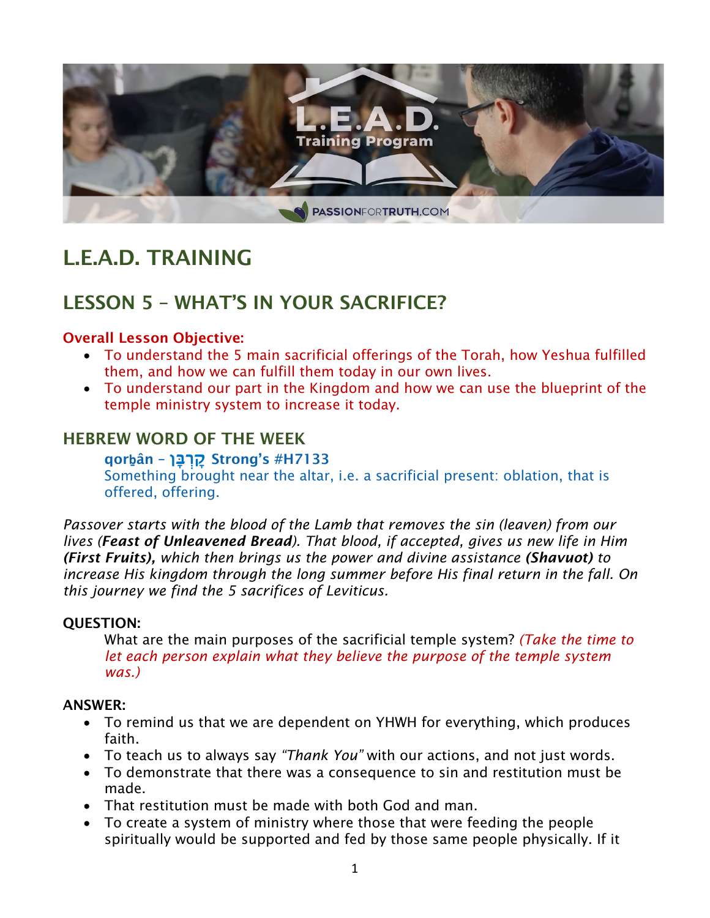# L.E.A.D. TRAINING

## LESSON 5 – WHAT'S IN YOUR SACRIFICE?

**Overall Lesson Objective:**

- To understand the 5 main sacrificial offerings of the Torah, how Yeshua fulfilled them, and how we can fulfill them today in our own lives.
- To understand our part in the Kingdom and how we can use the blueprint of the temple ministry system to increase it today.

## HEBREW WORD OF THE WEEK

**qorbân – קָרְבָּן Strong's #H7133**
Something brought near the altar, i.e. a sacrificial present: oblation, that is offered, offering.

*Passover starts with the blood of the Lamb that removes the sin (leaven) from our lives (**Feast of Unleavened Bread**). That blood, if accepted, gives us new life in Him **(First Fruits),** which then brings us the power and divine assistance **(Shavuot)** to increase His kingdom through the long summer before His final return in the fall. On this journey we find the 5 sacrifices of Leviticus.*

**QUESTION:**

What are the main purposes of the sacrificial temple system? *(Take the time to let each person explain what they believe the purpose of the temple system was.)*

**ANSWER:**

- To remind us that we are dependent on YHWH for everything, which produces faith.
- To teach us to always say *"Thank You"* with our actions, and not just words.
- To demonstrate that there was a consequence to sin and restitution must be made.
- That restitution must be made with both God and man.
- To create a system of ministry where those that were feeding the people spiritually would be supported and fed by those same people physically. If it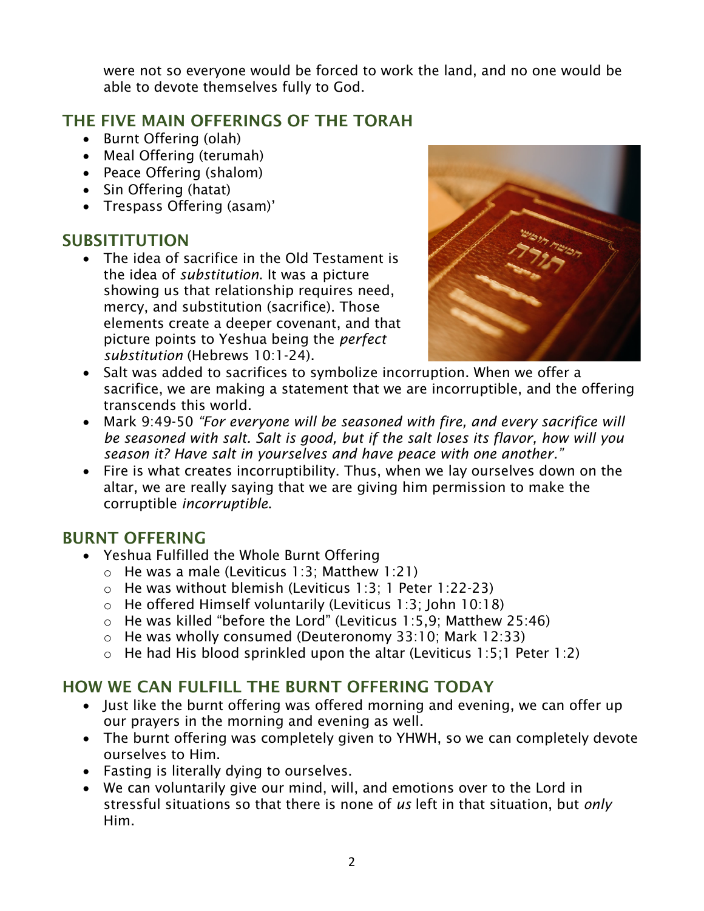were not so everyone would be forced to work the land, and no one would be able to devote themselves fully to God.

## THE FIVE MAIN OFFERINGS OF THE TORAH

- Burnt Offering (olah)
- Meal Offering (terumah)
- Peace Offering (shalom)
- Sin Offering (hatat)
- Trespass Offering (asam)'

## SUBSITITUTION

- The idea of sacrifice in the Old Testament is the idea of *substitution*. It was a picture showing us that relationship requires need, mercy, and substitution (sacrifice). Those elements create a deeper covenant, and that picture points to Yeshua being the *perfect substitution* (Hebrews 10:1-24).
- Salt was added to sacrifices to symbolize incorruption. When we offer a sacrifice, we are making a statement that we are incorruptible, and the offering transcends this world.
- Mark 9:49-50 *"For everyone will be seasoned with fire, and every sacrifice will be seasoned with salt. Salt is good, but if the salt loses its flavor, how will you season it? Have salt in yourselves and have peace with one another."*
- Fire is what creates incorruptibility. Thus, when we lay ourselves down on the altar, we are really saying that we are giving him permission to make the corruptible *incorruptible*.

## BURNT OFFERING

- Yeshua Fulfilled the Whole Burnt Offering
  - He was a male (Leviticus 1:3; Matthew 1:21)
  - He was without blemish (Leviticus 1:3; 1 Peter 1:22-23)
  - He offered Himself voluntarily (Leviticus 1:3; John 10:18)
  - He was killed "before the Lord" (Leviticus 1:5,9; Matthew 25:46)
  - He was wholly consumed (Deuteronomy 33:10; Mark 12:33)
  - He had His blood sprinkled upon the altar (Leviticus 1:5;1 Peter 1:2)

## HOW WE CAN FULFILL THE BURNT OFFERING TODAY

- Just like the burnt offering was offered morning and evening, we can offer up our prayers in the morning and evening as well.
- The burnt offering was completely given to YHWH, so we can completely devote ourselves to Him.
- Fasting is literally dying to ourselves.
- We can voluntarily give our mind, will, and emotions over to the Lord in stressful situations so that there is none of *us* left in that situation, but *only* Him.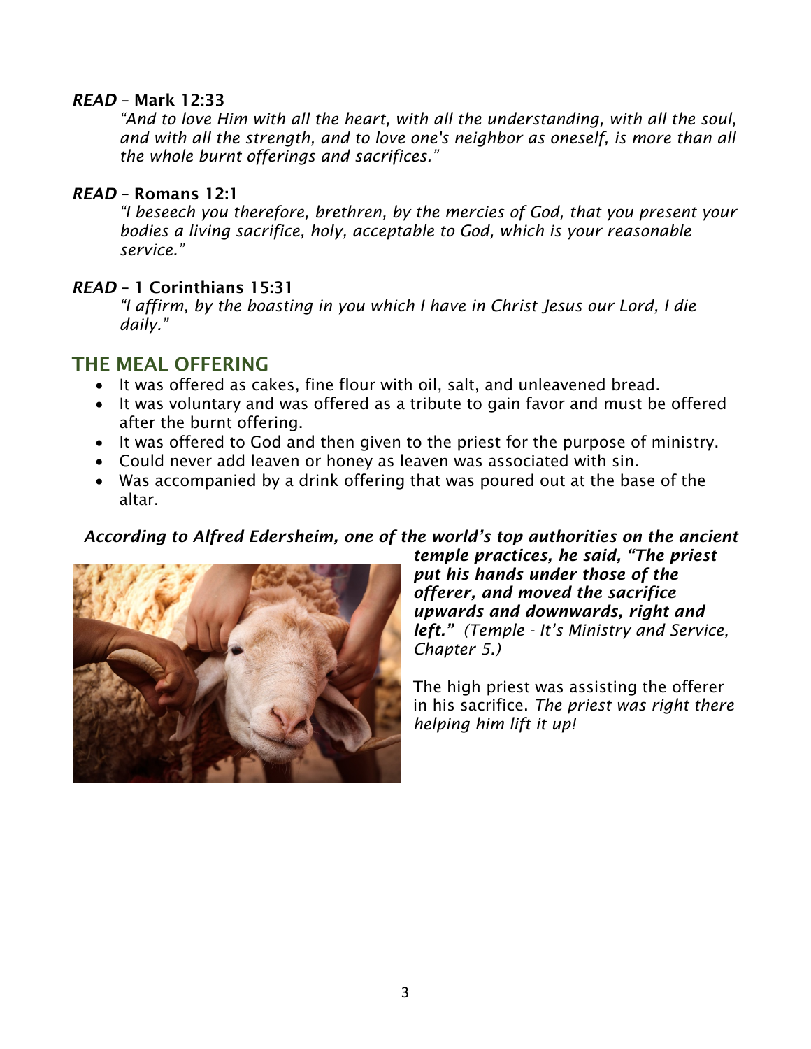***READ* – Mark 12:33**

*"And to love Him with all the heart, with all the understanding, with all the soul, and with all the strength, and to love one's neighbor as oneself, is more than all the whole burnt offerings and sacrifices."*

***READ* – Romans 12:1**

*"I beseech you therefore, brethren, by the mercies of God, that you present your bodies a living sacrifice, holy, acceptable to God, which is your reasonable service."*

***READ* – 1 Corinthians 15:31**

*"I affirm, by the boasting in you which I have in Christ Jesus our Lord, I die daily."*

## THE MEAL OFFERING

- It was offered as cakes, fine flour with oil, salt, and unleavened bread.
- It was voluntary and was offered as a tribute to gain favor and must be offered after the burnt offering.
- It was offered to God and then given to the priest for the purpose of ministry.
- Could never add leaven or honey as leaven was associated with sin.
- Was accompanied by a drink offering that was poured out at the base of the altar.

***According to Alfred Edersheim, one of the world's top authorities on the ancient temple practices, he said, "The priest put his hands under those of the offerer, and moved the sacrifice upwards and downwards, right and left."*** *(Temple - It's Ministry and Service, Chapter 5.)*

The high priest was assisting the offerer in his sacrifice. *The priest was right there helping him lift it up!*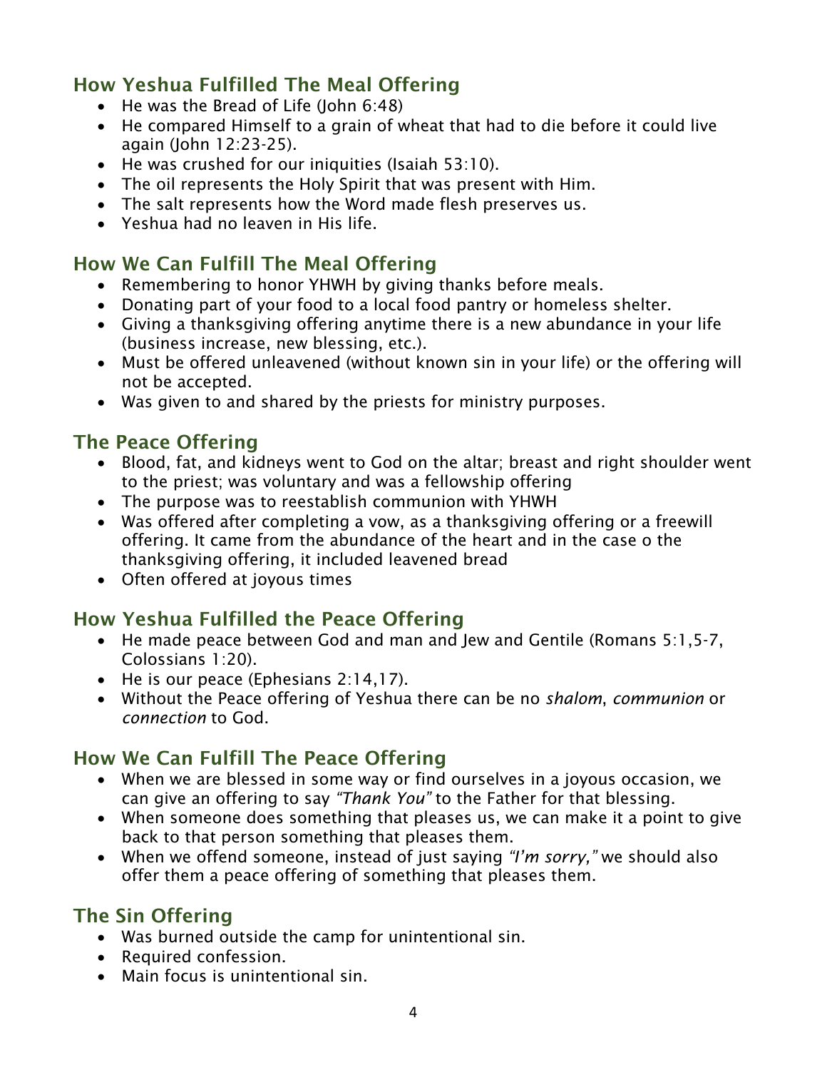## How Yeshua Fulfilled The Meal Offering

- He was the Bread of Life (John 6:48)
- He compared Himself to a grain of wheat that had to die before it could live again (John 12:23-25).
- He was crushed for our iniquities (Isaiah 53:10).
- The oil represents the Holy Spirit that was present with Him.
- The salt represents how the Word made flesh preserves us.
- Yeshua had no leaven in His life.

## How We Can Fulfill The Meal Offering

- Remembering to honor YHWH by giving thanks before meals.
- Donating part of your food to a local food pantry or homeless shelter.
- Giving a thanksgiving offering anytime there is a new abundance in your life (business increase, new blessing, etc.).
- Must be offered unleavened (without known sin in your life) or the offering will not be accepted.
- Was given to and shared by the priests for ministry purposes.

## The Peace Offering

- Blood, fat, and kidneys went to God on the altar; breast and right shoulder went to the priest; was voluntary and was a fellowship offering
- The purpose was to reestablish communion with YHWH
- Was offered after completing a vow, as a thanksgiving offering or a freewill offering. It came from the abundance of the heart and in the case o the thanksgiving offering, it included leavened bread
- Often offered at joyous times

## How Yeshua Fulfilled the Peace Offering

- He made peace between God and man and Jew and Gentile (Romans 5:1,5-7, Colossians 1:20).
- He is our peace (Ephesians 2:14,17).
- Without the Peace offering of Yeshua there can be no *shalom*, *communion* or *connection* to God.

## How We Can Fulfill The Peace Offering

- When we are blessed in some way or find ourselves in a joyous occasion, we can give an offering to say *"Thank You"* to the Father for that blessing.
- When someone does something that pleases us, we can make it a point to give back to that person something that pleases them.
- When we offend someone, instead of just saying *"I'm sorry,"* we should also offer them a peace offering of something that pleases them.

## The Sin Offering

- Was burned outside the camp for unintentional sin.
- Required confession.
- Main focus is unintentional sin.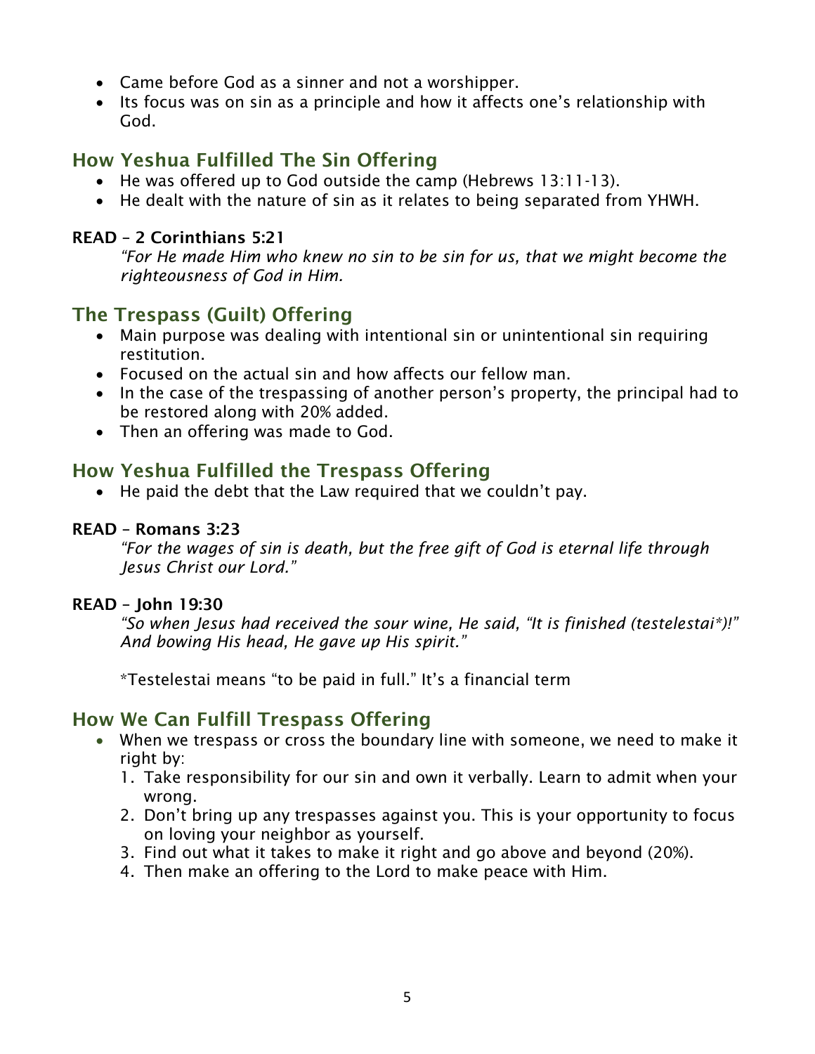- Came before God as a sinner and not a worshipper.
- Its focus was on sin as a principle and how it affects one's relationship with God.

## How Yeshua Fulfilled The Sin Offering

- He was offered up to God outside the camp (Hebrews 13:11-13).
- He dealt with the nature of sin as it relates to being separated from YHWH.

**READE – 2 Corinthians 5:21**

> *"For He made Him who knew no sin to be sin for us, that we might become the righteousness of God in Him.*

## The Trespass (Guilt) Offering

- Main purpose was dealing with intentional sin or unintentional sin requiring restitution.
- Focused on the actual sin and how affects our fellow man.
- In the case of the trespassing of another person's property, the principal had to be restored along with 20% added.
- Then an offering was made to God.

## How Yeshua Fulfilled the Trespass Offering

- He paid the debt that the Law required that we couldn't pay.

**READ – Romans 3:23**

> *"For the wages of sin is death, but the free gift of God is eternal life through Jesus Christ our Lord."*

**READ – John 19:30**

> *"So when Jesus had received the sour wine, He said, "It is finished (testelestai*)!" And bowing His head, He gave up His spirit."*
>
> *Testelestai means "to be paid in full." It's a financial term

## How We Can Fulfill Trespass Offering

- When we trespass or cross the boundary line with someone, we need to make it right by:
  1. Take responsibility for our sin and own it verbally. Learn to admit when your wrong.
  2. Don't bring up any trespasses against you. This is your opportunity to focus on loving your neighbor as yourself.
  3. Find out what it takes to make it right and go above and beyond (20%).
  4. Then make an offering to the Lord to make peace with Him.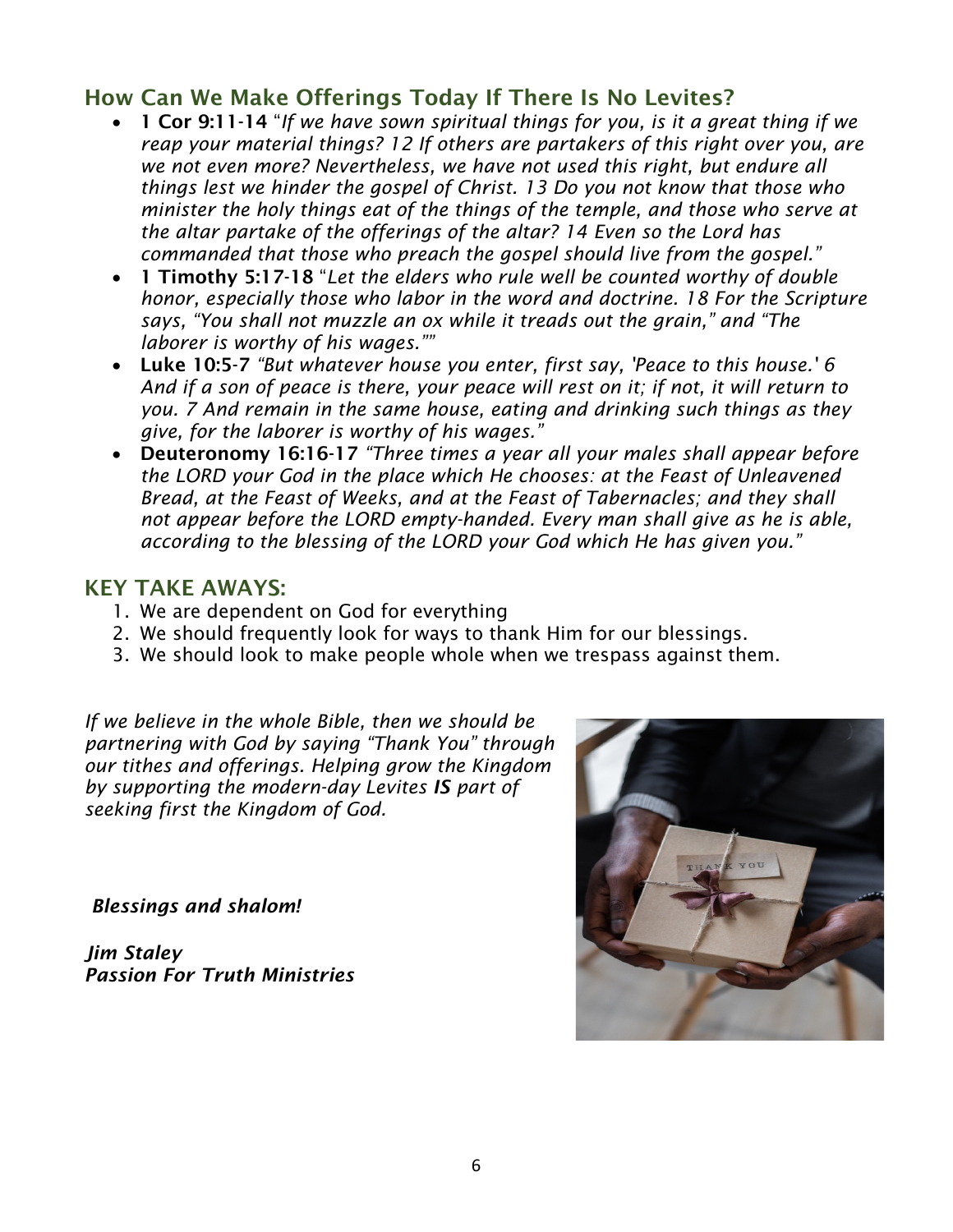## How Can We Make Offerings Today If There Is No Levites?

- **1 Cor 9:11-14** "*If we have sown spiritual things for you, is it a great thing if we reap your material things? 12 If others are partakers of this right over you, are we not even more? Nevertheless, we have not used this right, but endure all things lest we hinder the gospel of Christ. 13 Do you not know that those who minister the holy things eat of the things of the temple, and those who serve at the altar partake of the offerings of the altar? 14 Even so the Lord has commanded that those who preach the gospel should live from the gospel.*"
- **1 Timothy 5:17-18** "*Let the elders who rule well be counted worthy of double honor, especially those who labor in the word and doctrine. 18 For the Scripture says, "You shall not muzzle an ox while it treads out the grain," and "The laborer is worthy of his wages.""*
- **Luke 10:5-7** *"But whatever house you enter, first say, 'Peace to this house.' 6 And if a son of peace is there, your peace will rest on it; if not, it will return to you. 7 And remain in the same house, eating and drinking such things as they give, for the laborer is worthy of his wages."*
- **Deuteronomy 16:16-17** *"Three times a year all your males shall appear before the LORD your God in the place which He chooses: at the Feast of Unleavened Bread, at the Feast of Weeks, and at the Feast of Tabernacles; and they shall not appear before the LORD empty-handed. Every man shall give as he is able, according to the blessing of the LORD your God which He has given you."*

## KEY TAKE AWAYS:

1. We are dependent on God for everything
2. We should frequently look for ways to thank Him for our blessings.
3. We should look to make people whole when we trespass against them.

*If we believe in the whole Bible, then we should be partnering with God by saying "Thank You" through our tithes and offerings. Helping grow the Kingdom by supporting the modern-day Levites **IS** part of seeking first the Kingdom of God.*

***Blessings and shalom!***

***Jim Staley***
***Passion For Truth Ministries***